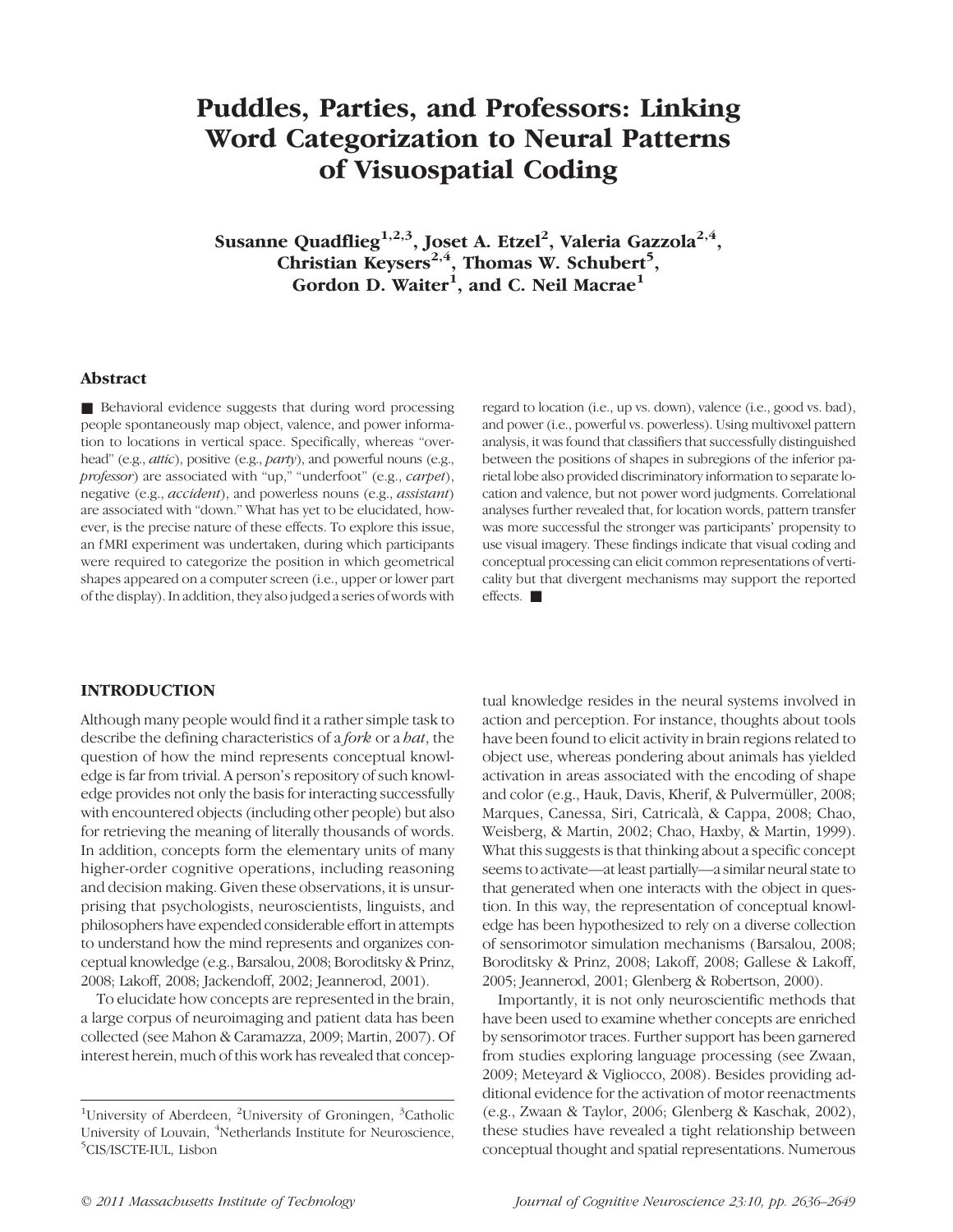# Puddles, Parties, and Professors: Linking Word Categorization to Neural Patterns of Visuospatial Coding

**Susanne Quadflieg[1,2,3], Joset A. Etzel[2], Valeria Gazzola[2,4], Christian Keysers[2,4], Thomas W. Schubert[5], Gordon D. Waiter[1], and C. Neil Macrae[1]**

## Abstract

■ Behavioral evidence suggests that during word processing people spontaneously map object, valence, and power information to locations in vertical space. Specifically, whereas "overhead" (e.g., *attic*), positive (e.g., *party*), and powerful nouns (e.g., *professor*) are associated with "up," "underfoot" (e.g., *carpet*), negative (e.g., *accident*), and powerless nouns (e.g., *assistant*) are associated with "down." What has yet to be elucidated, however, is the precise nature of these effects. To explore this issue, an fMRI experiment was undertaken, during which participants were required to categorize the position in which geometrical shapes appeared on a computer screen (i.e., upper or lower part of the display). In addition, they also judged a series of words with regard to location (i.e., up vs. down), valence (i.e., good vs. bad), and power (i.e., powerful vs. powerless). Using multivoxel pattern analysis, it was found that classifiers that successfully distinguished between the positions of shapes in subregions of the inferior parietal lobe also provided discriminatory information to separate location and valence, but not power word judgments. Correlational analyses further revealed that, for location words, pattern transfer was more successful the stronger was participants' propensity to use visual imagery. These findings indicate that visual coding and conceptual processing can elicit common representations of verticality but that divergent mechanisms may support the reported effects. ■

## INTRODUCTION

Although many people would find it a rather simple task to describe the defining characteristics of a *fork* or a *hat*, the question of how the mind represents conceptual knowledge is far from trivial. A person's repository of such knowledge provides not only the basis for interacting successfully with encountered objects (including other people) but also for retrieving the meaning of literally thousands of words. In addition, concepts form the elementary units of many higher-order cognitive operations, including reasoning and decision making. Given these observations, it is unsurprising that psychologists, neuroscientists, linguists, and philosophers have expended considerable effort in attempts to understand how the mind represents and organizes conceptual knowledge (e.g., Barsalou, 2008; Boroditsky & Prinz, 2008; Lakoff, 2008; Jackendoff, 2002; Jeannerod, 2001).

To elucidate how concepts are represented in the brain, a large corpus of neuroimaging and patient data has been collected (see Mahon & Caramazza, 2009; Martin, 2007). Of interest herein, much of this work has revealed that conceptual knowledge resides in the neural systems involved in action and perception. For instance, thoughts about tools have been found to elicit activity in brain regions related to object use, whereas pondering about animals has yielded activation in areas associated with the encoding of shape and color (e.g., Hauk, Davis, Kherif, & Pulvermüller, 2008; Marques, Canessa, Siri, Catricalà, & Cappa, 2008; Chao, Weisberg, & Martin, 2002; Chao, Haxby, & Martin, 1999). What this suggests is that thinking about a specific concept seems to activate—at least partially—a similar neural state to that generated when one interacts with the object in question. In this way, the representation of conceptual knowledge has been hypothesized to rely on a diverse collection of sensorimotor simulation mechanisms (Barsalou, 2008; Boroditsky & Prinz, 2008; Lakoff, 2008; Gallese & Lakoff, 2005; Jeannerod, 2001; Glenberg & Robertson, 2000).

Importantly, it is not only neuroscientific methods that have been used to examine whether concepts are enriched by sensorimotor traces. Further support has been garnered from studies exploring language processing (see Zwaan, 2009; Meteyard & Vigliocco, 2008). Besides providing additional evidence for the activation of motor reenactments (e.g., Zwaan & Taylor, 2006; Glenberg & Kaschak, 2002), these studies have revealed a tight relationship between conceptual thought and spatial representations. Numerous

[1]University of Aberdeen, [2]University of Groningen, [3]Catholic University of Louvain, [4]Netherlands Institute for Neuroscience, [5]CIS/ISCTE-IUL, Lisbon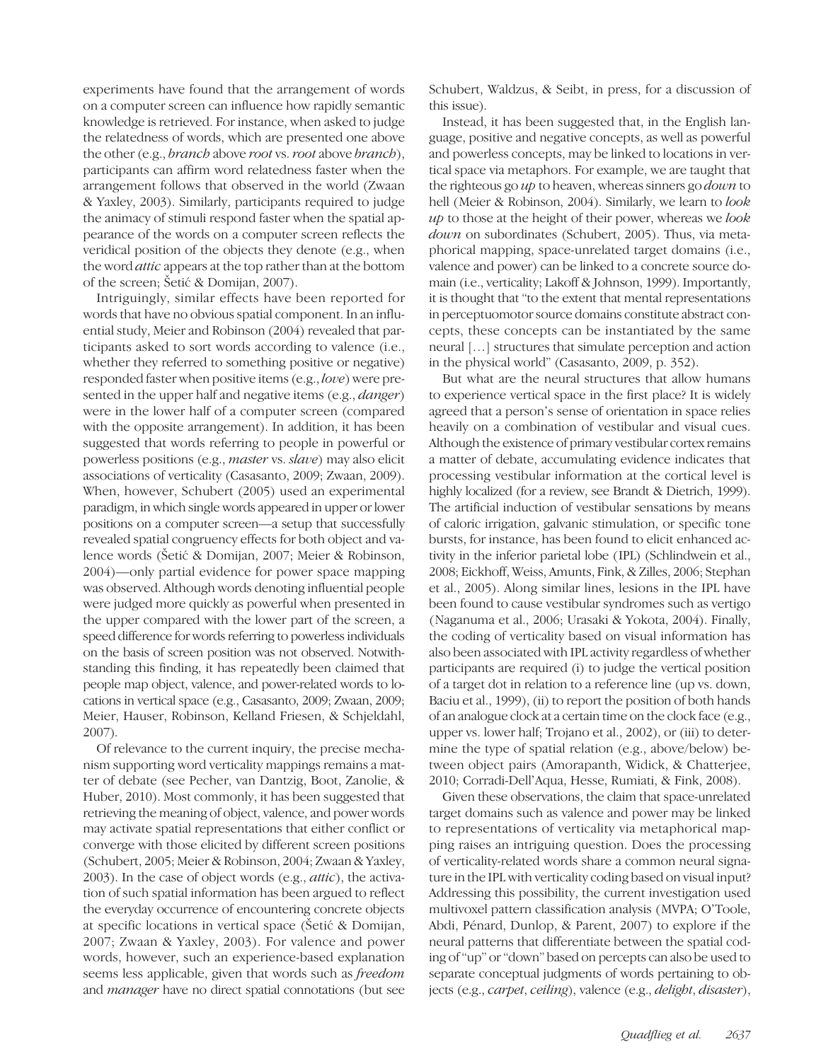experiments have found that the arrangement of words on a computer screen can influence how rapidly semantic knowledge is retrieved. For instance, when asked to judge the relatedness of words, which are presented one above the other (e.g., *branch* above *root* vs. *root* above *branch*), participants can affirm word relatedness faster when the arrangement follows that observed in the world (Zwaan & Yaxley, 2003). Similarly, participants required to judge the animacy of stimuli respond faster when the spatial appearance of the words on a computer screen reflects the veridical position of the objects they denote (e.g., when the word *attic* appears at the top rather than at the bottom of the screen; Šetić & Domijan, 2007).

Intriguingly, similar effects have been reported for words that have no obvious spatial component. In an influential study, Meier and Robinson (2004) revealed that participants asked to sort words according to valence (i.e., whether they referred to something positive or negative) responded faster when positive items (e.g., *love*) were presented in the upper half and negative items (e.g., *danger*) were in the lower half of a computer screen (compared with the opposite arrangement). In addition, it has been suggested that words referring to people in powerful or powerless positions (e.g., *master* vs. *slave*) may also elicit associations of verticality (Casasanto, 2009; Zwaan, 2009). When, however, Schubert (2005) used an experimental paradigm, in which single words appeared in upper or lower positions on a computer screen—a setup that successfully revealed spatial congruency effects for both object and valence words (Šetić & Domijan, 2007; Meier & Robinson, 2004)—only partial evidence for power space mapping was observed. Although words denoting influential people were judged more quickly as powerful when presented in the upper compared with the lower part of the screen, a speed difference for words referring to powerless individuals on the basis of screen position was not observed. Notwithstanding this finding, it has repeatedly been claimed that people map object, valence, and power-related words to locations in vertical space (e.g., Casasanto, 2009; Zwaan, 2009; Meier, Hauser, Robinson, Kelland Friesen, & Schjeldahl, 2007).

Of relevance to the current inquiry, the precise mechanism supporting word verticality mappings remains a matter of debate (see Pecher, van Dantzig, Boot, Zanolie, & Huber, 2010). Most commonly, it has been suggested that retrieving the meaning of object, valence, and power words may activate spatial representations that either conflict or converge with those elicited by different screen positions (Schubert, 2005; Meier & Robinson, 2004; Zwaan & Yaxley, 2003). In the case of object words (e.g., *attic*), the activation of such spatial information has been argued to reflect the everyday occurrence of encountering concrete objects at specific locations in vertical space (Šetić & Domijan, 2007; Zwaan & Yaxley, 2003). For valence and power words, however, such an experience-based explanation seems less applicable, given that words such as *freedom* and *manager* have no direct spatial connotations (but see Schubert, Waldzus, & Seibt, in press, for a discussion of this issue).

Instead, it has been suggested that, in the English language, positive and negative concepts, as well as powerful and powerless concepts, may be linked to locations in vertical space via metaphors. For example, we are taught that the righteous go *up* to heaven, whereas sinners go *down* to hell (Meier & Robinson, 2004). Similarly, we learn to *look up* to those at the height of their power, whereas we *look down* on subordinates (Schubert, 2005). Thus, via metaphorical mapping, space-unrelated target domains (i.e., valence and power) can be linked to a concrete source domain (i.e., verticality; Lakoff & Johnson, 1999). Importantly, it is thought that "to the extent that mental representations in perceptuomotor source domains constitute abstract concepts, these concepts can be instantiated by the same neural [. . .] structures that simulate perception and action in the physical world" (Casasanto, 2009, p. 352).

But what are the neural structures that allow humans to experience vertical space in the first place? It is widely agreed that a person's sense of orientation in space relies heavily on a combination of vestibular and visual cues. Although the existence of primary vestibular cortex remains a matter of debate, accumulating evidence indicates that processing vestibular information at the cortical level is highly localized (for a review, see Brandt & Dietrich, 1999). The artificial induction of vestibular sensations by means of caloric irrigation, galvanic stimulation, or specific tone bursts, for instance, has been found to elicit enhanced activity in the inferior parietal lobe (IPL) (Schlindwein et al., 2008; Eickhoff, Weiss, Amunts, Fink, & Zilles, 2006; Stephan et al., 2005). Along similar lines, lesions in the IPL have been found to cause vestibular syndromes such as vertigo (Naganuma et al., 2006; Urasaki & Yokota, 2004). Finally, the coding of verticality based on visual information has also been associated with IPL activity regardless of whether participants are required (i) to judge the vertical position of a target dot in relation to a reference line (up vs. down, Baciu et al., 1999), (ii) to report the position of both hands of an analogue clock at a certain time on the clock face (e.g., upper vs. lower half; Trojano et al., 2002), or (iii) to determine the type of spatial relation (e.g., above/below) between object pairs (Amorapanth, Widick, & Chatterjee, 2010; Corradi-Dell'Aqua, Hesse, Rumiati, & Fink, 2008).

Given these observations, the claim that space-unrelated target domains such as valence and power may be linked to representations of verticality via metaphorical mapping raises an intriguing question. Does the processing of verticality-related words share a common neural signature in the IPL with verticality coding based on visual input? Addressing this possibility, the current investigation used multivoxel pattern classification analysis (MVPA; O'Toole, Abdi, Pénard, Dunlop, & Parent, 2007) to explore if the neural patterns that differentiate between the spatial coding of "up" or "down" based on percepts can also be used to separate conceptual judgments of words pertaining to objects (e.g., *carpet*, *ceiling*), valence (e.g., *delight*, *disaster*),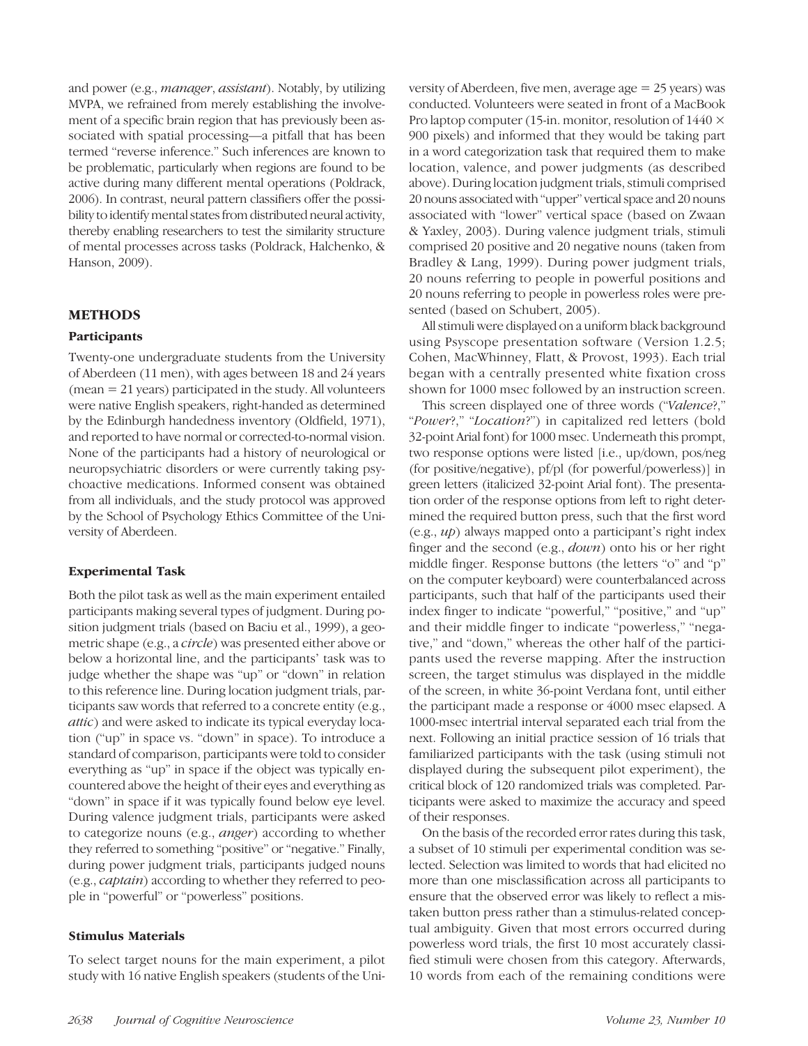and power (e.g., *manager*, *assistant*). Notably, by utilizing MVPA, we refrained from merely establishing the involvement of a specific brain region that has previously been associated with spatial processing—a pitfall that has been termed "reverse inference." Such inferences are known to be problematic, particularly when regions are found to be active during many different mental operations (Poldrack, 2006). In contrast, neural pattern classifiers offer the possibility to identify mental states from distributed neural activity, thereby enabling researchers to test the similarity structure of mental processes across tasks (Poldrack, Halchenko, & Hanson, 2009).

## METHODS

### Participants

Twenty-one undergraduate students from the University of Aberdeen (11 men), with ages between 18 and 24 years (mean = 21 years) participated in the study. All volunteers were native English speakers, right-handed as determined by the Edinburgh handedness inventory (Oldfield, 1971), and reported to have normal or corrected-to-normal vision. None of the participants had a history of neurological or neuropsychiatric disorders or were currently taking psychoactive medications. Informed consent was obtained from all individuals, and the study protocol was approved by the School of Psychology Ethics Committee of the University of Aberdeen.

### Experimental Task

Both the pilot task as well as the main experiment entailed participants making several types of judgment. During position judgment trials (based on Baciu et al., 1999), a geometric shape (e.g., a *circle*) was presented either above or below a horizontal line, and the participants' task was to judge whether the shape was "up" or "down" in relation to this reference line. During location judgment trials, participants saw words that referred to a concrete entity (e.g., *attic*) and were asked to indicate its typical everyday location ("up" in space vs. "down" in space). To introduce a standard of comparison, participants were told to consider everything as "up" in space if the object was typically encountered above the height of their eyes and everything as "down" in space if it was typically found below eye level. During valence judgment trials, participants were asked to categorize nouns (e.g., *anger*) according to whether they referred to something "positive" or "negative." Finally, during power judgment trials, participants judged nouns (e.g., *captain*) according to whether they referred to people in "powerful" or "powerless" positions.

### Stimulus Materials

To select target nouns for the main experiment, a pilot study with 16 native English speakers (students of the University of Aberdeen, five men, average age = 25 years) was conducted. Volunteers were seated in front of a MacBook Pro laptop computer (15-in. monitor, resolution of 1440 × 900 pixels) and informed that they would be taking part in a word categorization task that required them to make location, valence, and power judgments (as described above). During location judgment trials, stimuli comprised 20 nouns associated with "upper" vertical space and 20 nouns associated with "lower" vertical space (based on Zwaan & Yaxley, 2003). During valence judgment trials, stimuli comprised 20 positive and 20 negative nouns (taken from Bradley & Lang, 1999). During power judgment trials, 20 nouns referring to people in powerful positions and 20 nouns referring to people in powerless roles were presented (based on Schubert, 2005).

All stimuli were displayed on a uniform black background using Psyscope presentation software (Version 1.2.5; Cohen, MacWhinney, Flatt, & Provost, 1993). Each trial began with a centrally presented white fixation cross shown for 1000 msec followed by an instruction screen.

This screen displayed one of three words ("*Valence*?," "*Power*?," "*Location*?") in capitalized red letters (bold 32-point Arial font) for 1000 msec. Underneath this prompt, two response options were listed [i.e., up/down, pos/neg (for positive/negative), pf/pl (for powerful/powerless)] in green letters (italicized 32-point Arial font). The presentation order of the response options from left to right determined the required button press, such that the first word (e.g., *up*) always mapped onto a participant's right index finger and the second (e.g., *down*) onto his or her right middle finger. Response buttons (the letters "o" and "p" on the computer keyboard) were counterbalanced across participants, such that half of the participants used their index finger to indicate "powerful," "positive," and "up" and their middle finger to indicate "powerless," "negative," and "down," whereas the other half of the participants used the reverse mapping. After the instruction screen, the target stimulus was displayed in the middle of the screen, in white 36-point Verdana font, until either the participant made a response or 4000 msec elapsed. A 1000-msec intertrial interval separated each trial from the next. Following an initial practice session of 16 trials that familiarized participants with the task (using stimuli not displayed during the subsequent pilot experiment), the critical block of 120 randomized trials was completed. Participants were asked to maximize the accuracy and speed of their responses.

On the basis of the recorded error rates during this task, a subset of 10 stimuli per experimental condition was selected. Selection was limited to words that had elicited no more than one misclassification across all participants to ensure that the observed error was likely to reflect a mistaken button press rather than a stimulus-related conceptual ambiguity. Given that most errors occurred during powerless word trials, the first 10 most accurately classified stimuli were chosen from this category. Afterwards, 10 words from each of the remaining conditions were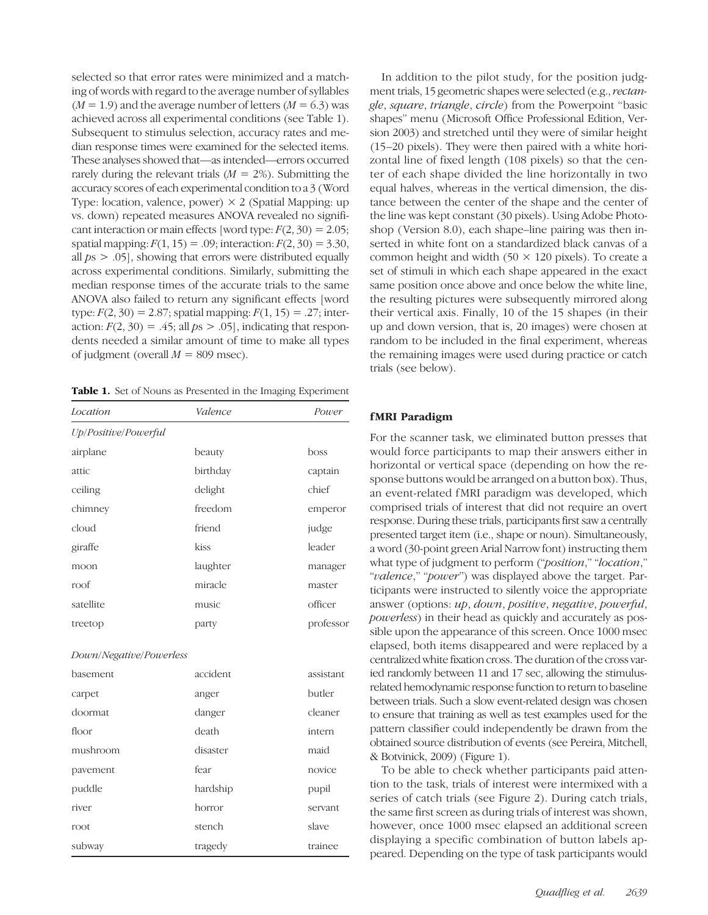selected so that error rates were minimized and a matching of words with regard to the average number of syllables ($M = 1.9$) and the average number of letters ($M = 6.3$) was achieved across all experimental conditions (see Table 1). Subsequent to stimulus selection, accuracy rates and median response times were examined for the selected items. These analyses showed that—as intended—errors occurred rarely during the relevant trials ($M = 2\%$). Submitting the accuracy scores of each experimental condition to a 3 (Word Type: location, valence, power) × 2 (Spatial Mapping: up vs. down) repeated measures ANOVA revealed no significant interaction or main effects [word type: $F(2, 30) = 2.05$; spatial mapping: $F(1, 15) = .09$; interaction: $F(2, 30) = 3.30$, all $ps > .05$], showing that errors were distributed equally across experimental conditions. Similarly, submitting the median response times of the accurate trials to the same ANOVA also failed to return any significant effects [word type: $F(2, 30) = 2.87$; spatial mapping: $F(1, 15) = .27$; interaction: $F(2, 30) = .45$; all $ps > .05$], indicating that respondents needed a similar amount of time to make all types of judgment (overall $M = 809$ msec).

**Table 1.** Set of Nouns as Presented in the Imaging Experiment

| *Location* | *Valence* | *Power* |
|---|---|---|
| *Up/Positive/Powerful* | | |
| airplane | beauty | boss |
| attic | birthday | captain |
| ceiling | delight | chief |
| chimney | freedom | emperor |
| cloud | friend | judge |
| giraffe | kiss | leader |
| moon | laughter | manager |
| roof | miracle | master |
| satellite | music | officer |
| treetop | party | professor |
| *Down/Negative/Powerless* | | |
| basement | accident | assistant |
| carpet | anger | butler |
| doormat | danger | cleaner |
| floor | death | intern |
| mushroom | disaster | maid |
| pavement | fear | novice |
| puddle | hardship | pupil |
| river | horror | servant |
| root | stench | slave |
| subway | tragedy | trainee |

In addition to the pilot study, for the position judgment trials, 15 geometric shapes were selected (e.g., *rectangle*, *square*, *triangle*, *circle*) from the Powerpoint "basic shapes" menu (Microsoft Office Professional Edition, Version 2003) and stretched until they were of similar height (15–20 pixels). They were then paired with a white horizontal line of fixed length (108 pixels) so that the center of each shape divided the line horizontally in two equal halves, whereas in the vertical dimension, the distance between the center of the shape and the center of the line was kept constant (30 pixels). Using Adobe Photoshop (Version 8.0), each shape–line pairing was then inserted in white font on a standardized black canvas of a common height and width (50 × 120 pixels). To create a set of stimuli in which each shape appeared in the exact same position once above and once below the white line, the resulting pictures were subsequently mirrored along their vertical axis. Finally, 10 of the 15 shapes (in their up and down version, that is, 20 images) were chosen at random to be included in the final experiment, whereas the remaining images were used during practice or catch trials (see below).

## fMRI Paradigm

For the scanner task, we eliminated button presses that would force participants to map their answers either in horizontal or vertical space (depending on how the response buttons would be arranged on a button box). Thus, an event-related fMRI paradigm was developed, which comprised trials of interest that did not require an overt response. During these trials, participants first saw a centrally presented target item (i.e., shape or noun). Simultaneously, a word (30-point green Arial Narrow font) instructing them what type of judgment to perform ("*position*," "*location*," "*valence*," "*power*") was displayed above the target. Participants were instructed to silently voice the appropriate answer (options: *up*, *down*, *positive*, *negative*, *powerful*, *powerless*) in their head as quickly and accurately as possible upon the appearance of this screen. Once 1000 msec elapsed, both items disappeared and were replaced by a centralized white fixation cross. The duration of the cross varied randomly between 11 and 17 sec, allowing the stimulus-related hemodynamic response function to return to baseline between trials. Such a slow event-related design was chosen to ensure that training as well as test examples used for the pattern classifier could independently be drawn from the obtained source distribution of events (see Pereira, Mitchell, & Botvinick, 2009) (Figure 1).

To be able to check whether participants paid attention to the task, trials of interest were intermixed with a series of catch trials (see Figure 2). During catch trials, the same first screen as during trials of interest was shown, however, once 1000 msec elapsed an additional screen displaying a specific combination of button labels appeared. Depending on the type of task participants would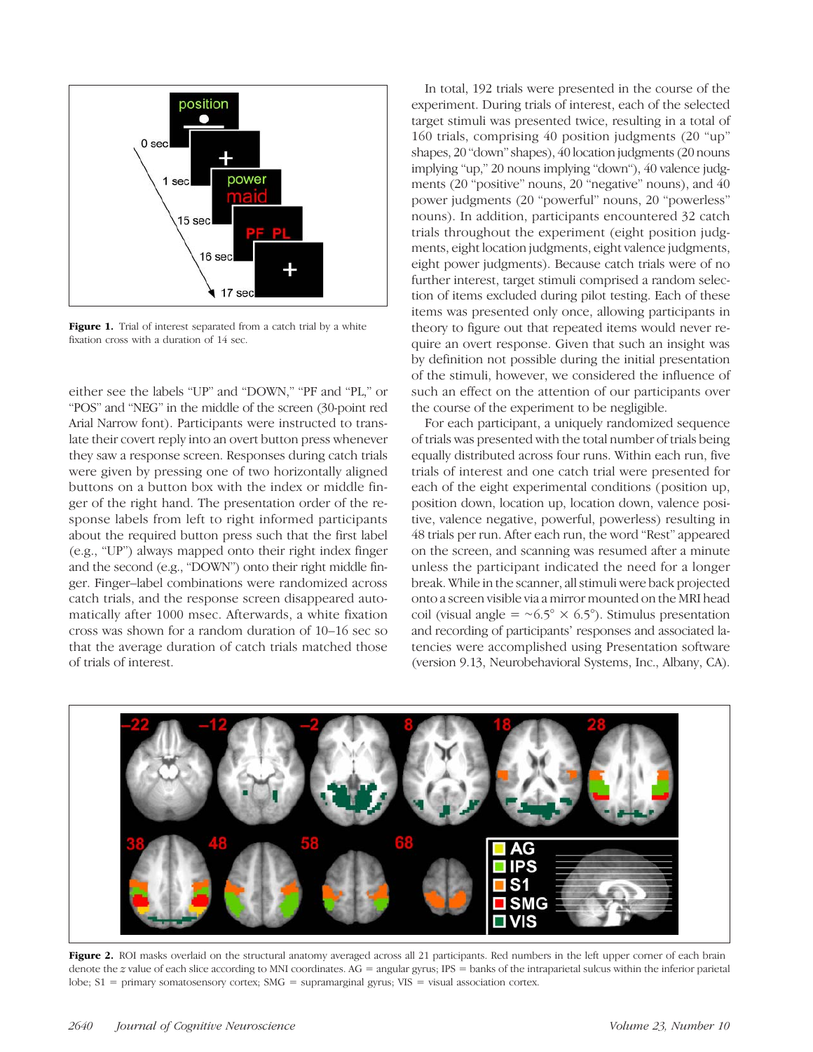Figure 1. Trial of interest separated from a catch trial by a white fixation cross with a duration of 14 sec.

either see the labels "UP" and "DOWN," "PF and "PL," or "POS" and "NEG" in the middle of the screen (30-point red Arial Narrow font). Participants were instructed to translate their covert reply into an overt button press whenever they saw a response screen. Responses during catch trials were given by pressing one of two horizontally aligned buttons on a button box with the index or middle finger of the right hand. The presentation order of the response labels from left to right informed participants about the required button press such that the first label (e.g., "UP") always mapped onto their right index finger and the second (e.g., "DOWN") onto their right middle finger. Finger–label combinations were randomized across catch trials, and the response screen disappeared automatically after 1000 msec. Afterwards, a white fixation cross was shown for a random duration of 10–16 sec so that the average duration of catch trials matched those of trials of interest.

In total, 192 trials were presented in the course of the experiment. During trials of interest, each of the selected target stimuli was presented twice, resulting in a total of 160 trials, comprising 40 position judgments (20 "up" shapes, 20 "down" shapes), 40 location judgments (20 nouns implying "up," 20 nouns implying "down"), 40 valence judgments (20 "positive" nouns, 20 "negative" nouns), and 40 power judgments (20 "powerful" nouns, 20 "powerless" nouns). In addition, participants encountered 32 catch trials throughout the experiment (eight position judgments, eight location judgments, eight valence judgments, eight power judgments). Because catch trials were of no further interest, target stimuli comprised a random selection of items excluded during pilot testing. Each of these items was presented only once, allowing participants in theory to figure out that repeated items would never require an overt response. Given that such an insight was by definition not possible during the initial presentation of the stimuli, however, we considered the influence of such an effect on the attention of our participants over the course of the experiment to be negligible.

For each participant, a uniquely randomized sequence of trials was presented with the total number of trials being equally distributed across four runs. Within each run, five trials of interest and one catch trial were presented for each of the eight experimental conditions (position up, position down, location up, location down, valence positive, valence negative, powerful, powerless) resulting in 48 trials per run. After each run, the word "Rest" appeared on the screen, and scanning was resumed after a minute unless the participant indicated the need for a longer break. While in the scanner, all stimuli were back projected onto a screen visible via a mirror mounted on the MRI head coil (visual angle = ~6.5° × 6.5°). Stimulus presentation and recording of participants' responses and associated latencies were accomplished using Presentation software (version 9.13, Neurobehavioral Systems, Inc., Albany, CA).

Figure 2. ROI masks overlaid on the structural anatomy averaged across all 21 participants. Red numbers in the left upper corner of each brain denote the $z$ value of each slice according to MNI coordinates. AG = angular gyrus; IPS = banks of the intraparietal sulcus within the inferior parietal lobe; S1 = primary somatosensory cortex; SMG = supramarginal gyrus; VIS = visual association cortex.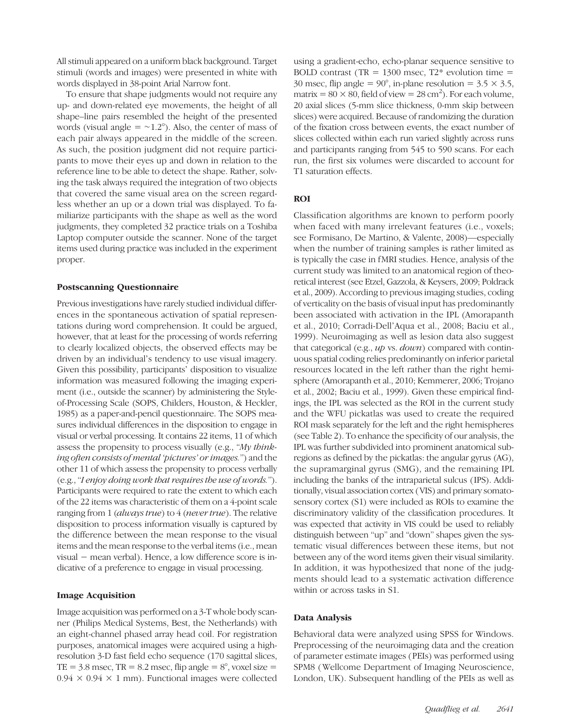All stimuli appeared on a uniform black background. Target stimuli (words and images) were presented in white with words displayed in 38-point Arial Narrow font.

To ensure that shape judgments would not require any up- and down-related eye movements, the height of all shape–line pairs resembled the height of the presented words (visual angle = ~1.2°). Also, the center of mass of each pair always appeared in the middle of the screen. As such, the position judgment did not require participants to move their eyes up and down in relation to the reference line to be able to detect the shape. Rather, solving the task always required the integration of two objects that covered the same visual area on the screen regardless whether an up or a down trial was displayed. To familiarize participants with the shape as well as the word judgments, they completed 32 practice trials on a Toshiba Laptop computer outside the scanner. None of the target items used during practice was included in the experiment proper.

### Postscanning Questionnaire

Previous investigations have rarely studied individual differences in the spontaneous activation of spatial representations during word comprehension. It could be argued, however, that at least for the processing of words referring to clearly localized objects, the observed effects may be driven by an individual's tendency to use visual imagery. Given this possibility, participants' disposition to visualize information was measured following the imaging experiment (i.e., outside the scanner) by administering the Style-of-Processing Scale (SOPS, Childers, Houston, & Heckler, 1985) as a paper-and-pencil questionnaire. The SOPS measures individual differences in the disposition to engage in visual or verbal processing. It contains 22 items, 11 of which assess the propensity to process visually (e.g., "*My thinking often consists of mental 'pictures' or images.*") and the other 11 of which assess the propensity to process verbally (e.g., "*I enjoy doing work that requires the use of words.*"). Participants were required to rate the extent to which each of the 22 items was characteristic of them on a 4-point scale ranging from 1 (*always true*) to 4 (*never true*). The relative disposition to process information visually is captured by the difference between the mean response to the visual items and the mean response to the verbal items (i.e., mean visual − mean verbal). Hence, a low difference score is indicative of a preference to engage in visual processing.

### Image Acquisition

Image acquisition was performed on a 3-T whole body scanner (Philips Medical Systems, Best, the Netherlands) with an eight-channel phased array head coil. For registration purposes, anatomical images were acquired using a high-resolution 3-D fast field echo sequence (170 sagittal slices, TE = 3.8 msec, TR = 8.2 msec, flip angle = 8°, voxel size = $0.94 \times 0.94 \times 1$ mm). Functional images were collected using a gradient-echo, echo-planar sequence sensitive to BOLD contrast (TR = 1300 msec, T2* evolution time = 30 msec, flip angle = 90°, in-plane resolution = $3.5 \times 3.5$, matrix = $80 \times 80$, field of view = 28 $\text{cm}^2$). For each volume, 20 axial slices (5-mm slice thickness, 0-mm skip between slices) were acquired. Because of randomizing the duration of the fixation cross between events, the exact number of slices collected within each run varied slightly across runs and participants ranging from 545 to 590 scans. For each run, the first six volumes were discarded to account for T1 saturation effects.

### ROI

Classification algorithms are known to perform poorly when faced with many irrelevant features (i.e., voxels; see Formisano, De Martino, & Valente, 2008)—especially when the number of training samples is rather limited as is typically the case in fMRI studies. Hence, analysis of the current study was limited to an anatomical region of theoretical interest (see Etzel, Gazzola, & Keysers, 2009; Poldrack et al., 2009). According to previous imaging studies, coding of verticality on the basis of visual input has predominantly been associated with activation in the IPL (Amorapanth et al., 2010; Corradi-Dell'Aqua et al., 2008; Baciu et al., 1999). Neuroimaging as well as lesion data also suggest that categorical (e.g., *up* vs. *down*) compared with continuous spatial coding relies predominantly on inferior parietal resources located in the left rather than the right hemisphere (Amorapanth et al., 2010; Kemmerer, 2006; Trojano et al., 2002; Baciu et al., 1999). Given these empirical findings, the IPL was selected as the ROI in the current study and the WFU pickatlas was used to create the required ROI mask separately for the left and the right hemispheres (see Table 2). To enhance the specificity of our analysis, the IPL was further subdivided into prominent anatomical subregions as defined by the pickatlas: the angular gyrus (AG), the supramarginal gyrus (SMG), and the remaining IPL including the banks of the intraparietal sulcus (IPS). Additionally, visual association cortex (VIS) and primary somatosensory cortex (S1) were included as ROIs to examine the discriminatory validity of the classification procedures. It was expected that activity in VIS could be used to reliably distinguish between "up" and "down" shapes given the systematic visual differences between these items, but not between any of the word items given their visual similarity. In addition, it was hypothesized that none of the judgments should lead to a systematic activation difference within or across tasks in S1.

### Data Analysis

Behavioral data were analyzed using SPSS for Windows. Preprocessing of the neuroimaging data and the creation of parameter estimate images (PEIs) was performed using SPM8 (Wellcome Department of Imaging Neuroscience, London, UK). Subsequent handling of the PEIs as well as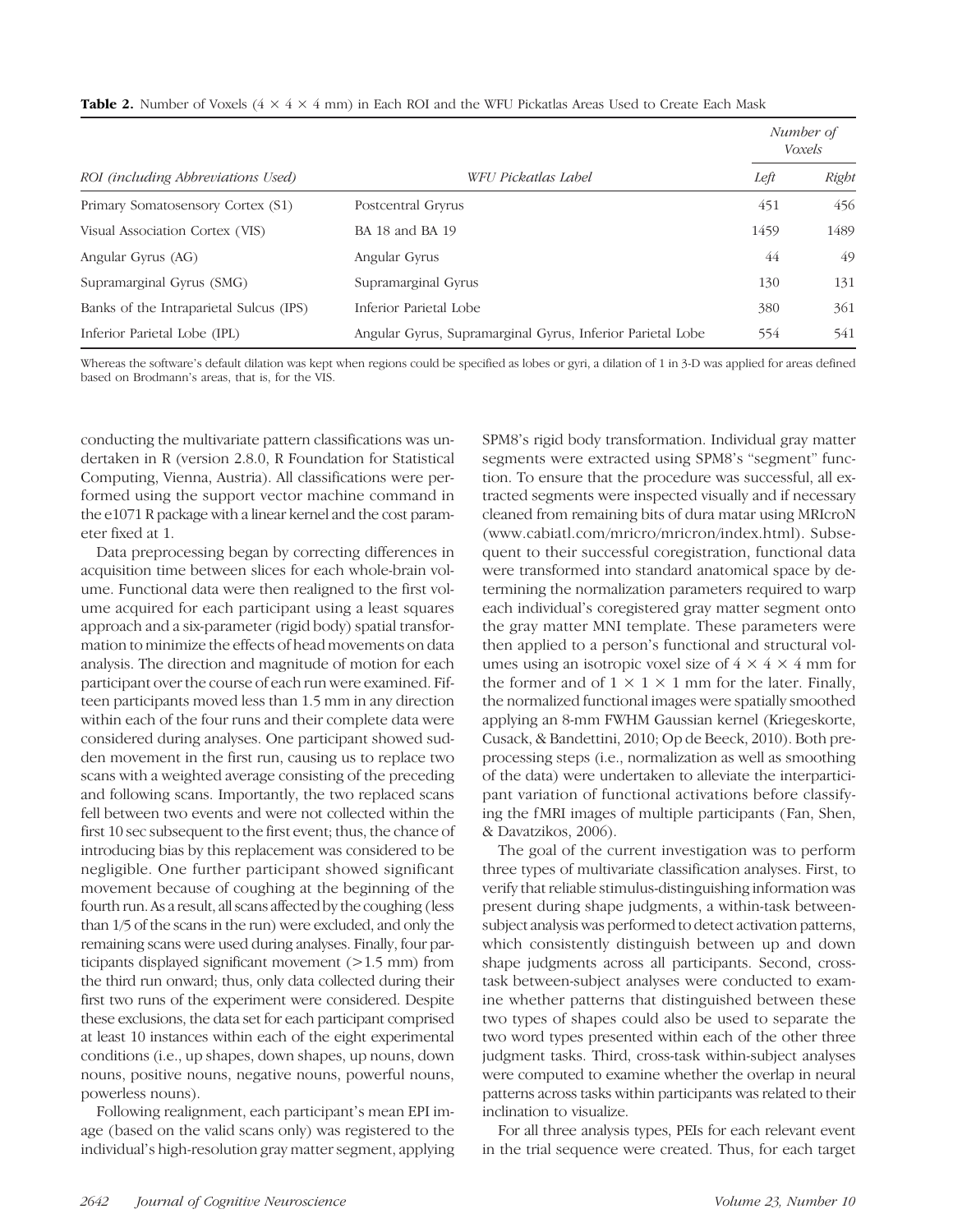**Table 2.** Number of Voxels (4 × 4 × 4 mm) in Each ROI and the WFU Pickatlas Areas Used to Create Each Mask

| ROI (including Abbreviations Used) | WFU Pickatlas Label | Number of Voxels | |
|---|---|---|---|
| | | Left | Right |
| Primary Somatosensory Cortex (S1) | Postcentral Gryrus | 451 | 456 |
| Visual Association Cortex (VIS) | BA 18 and BA 19 | 1459 | 1489 |
| Angular Gyrus (AG) | Angular Gyrus | 44 | 49 |
| Supramarginal Gyrus (SMG) | Supramarginal Gyrus | 130 | 131 |
| Banks of the Intraparietal Sulcus (IPS) | Inferior Parietal Lobe | 380 | 361 |
| Inferior Parietal Lobe (IPL) | Angular Gyrus, Supramarginal Gyrus, Inferior Parietal Lobe | 554 | 541 |

Whereas the software's default dilation was kept when regions could be specified as lobes or gyri, a dilation of 1 in 3-D was applied for areas defined based on Brodmann's areas, that is, for the VIS.

conducting the multivariate pattern classifications was undertaken in R (version 2.8.0, R Foundation for Statistical Computing, Vienna, Austria). All classifications were performed using the support vector machine command in the e1071 R package with a linear kernel and the cost parameter fixed at 1.

Data preprocessing began by correcting differences in acquisition time between slices for each whole-brain volume. Functional data were then realigned to the first volume acquired for each participant using a least squares approach and a six-parameter (rigid body) spatial transformation to minimize the effects of head movements on data analysis. The direction and magnitude of motion for each participant over the course of each run were examined. Fifteen participants moved less than 1.5 mm in any direction within each of the four runs and their complete data were considered during analyses. One participant showed sudden movement in the first run, causing us to replace two scans with a weighted average consisting of the preceding and following scans. Importantly, the two replaced scans fell between two events and were not collected within the first 10 sec subsequent to the first event; thus, the chance of introducing bias by this replacement was considered to be negligible. One further participant showed significant movement because of coughing at the beginning of the fourth run. As a result, all scans affected by the coughing (less than 1/5 of the scans in the run) were excluded, and only the remaining scans were used during analyses. Finally, four participants displayed significant movement (>1.5 mm) from the third run onward; thus, only data collected during their first two runs of the experiment were considered. Despite these exclusions, the data set for each participant comprised at least 10 instances within each of the eight experimental conditions (i.e., up shapes, down shapes, up nouns, down nouns, positive nouns, negative nouns, powerful nouns, powerless nouns).

Following realignment, each participant's mean EPI image (based on the valid scans only) was registered to the individual's high-resolution gray matter segment, applying SPM8's rigid body transformation. Individual gray matter segments were extracted using SPM8's "segment" function. To ensure that the procedure was successful, all extracted segments were inspected visually and if necessary cleaned from remaining bits of dura matar using MRIcroN (www.cabiatl.com/mricro/mricron/index.html). Subsequent to their successful coregistration, functional data were transformed into standard anatomical space by determining the normalization parameters required to warp each individual's coregistered gray matter segment onto the gray matter MNI template. These parameters were then applied to a person's functional and structural volumes using an isotropic voxel size of 4 × 4 × 4 mm for the former and of 1 × 1 × 1 mm for the later. Finally, the normalized functional images were spatially smoothed applying an 8-mm FWHM Gaussian kernel (Kriegeskorte, Cusack, & Bandettini, 2010; Op de Beeck, 2010). Both preprocessing steps (i.e., normalization as well as smoothing of the data) were undertaken to alleviate the interparticipant variation of functional activations before classifying the fMRI images of multiple participants (Fan, Shen, & Davatzikos, 2006).

The goal of the current investigation was to perform three types of multivariate classification analyses. First, to verify that reliable stimulus-distinguishing information was present during shape judgments, a within-task between-subject analysis was performed to detect activation patterns, which consistently distinguish between up and down shape judgments across all participants. Second, cross-task between-subject analyses were conducted to examine whether patterns that distinguished between these two types of shapes could also be used to separate the two word types presented within each of the other three judgment tasks. Third, cross-task within-subject analyses were computed to examine whether the overlap in neural patterns across tasks within participants was related to their inclination to visualize.

For all three analysis types, PEIs for each relevant event in the trial sequence were created. Thus, for each target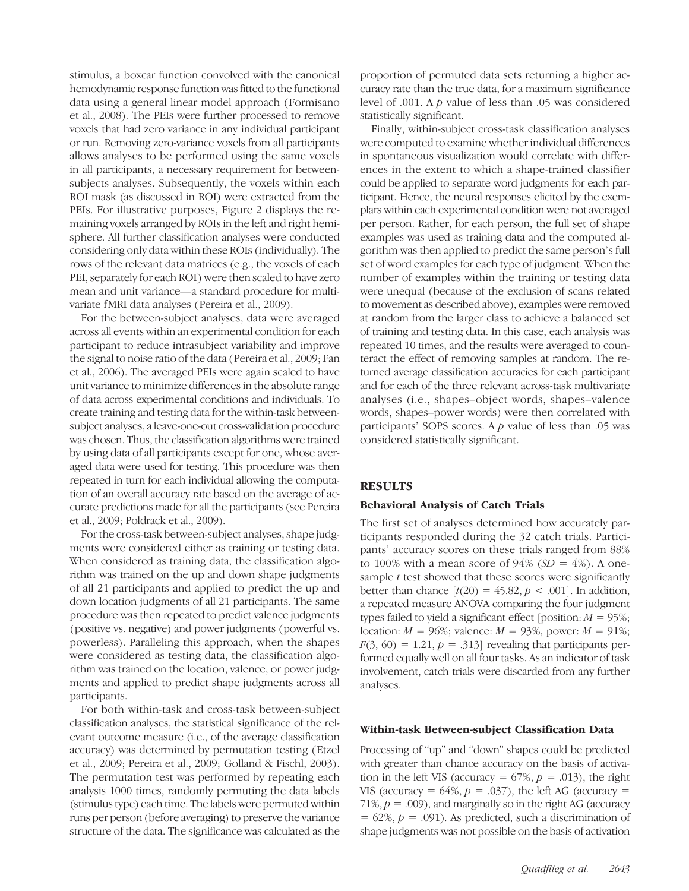stimulus, a boxcar function convolved with the canonical hemodynamic response function was fitted to the functional data using a general linear model approach (Formisano et al., 2008). The PEIs were further processed to remove voxels that had zero variance in any individual participant or run. Removing zero-variance voxels from all participants allows analyses to be performed using the same voxels in all participants, a necessary requirement for between-subjects analyses. Subsequently, the voxels within each ROI mask (as discussed in ROI) were extracted from the PEIs. For illustrative purposes, Figure 2 displays the remaining voxels arranged by ROIs in the left and right hemisphere. All further classification analyses were conducted considering only data within these ROIs (individually). The rows of the relevant data matrices (e.g., the voxels of each PEI, separately for each ROI) were then scaled to have zero mean and unit variance—a standard procedure for multivariate fMRI data analyses (Pereira et al., 2009).

For the between-subject analyses, data were averaged across all events within an experimental condition for each participant to reduce intrasubject variability and improve the signal to noise ratio of the data (Pereira et al., 2009; Fan et al., 2006). The averaged PEIs were again scaled to have unit variance to minimize differences in the absolute range of data across experimental conditions and individuals. To create training and testing data for the within-task between-subject analyses, a leave-one-out cross-validation procedure was chosen. Thus, the classification algorithms were trained by using data of all participants except for one, whose averaged data were used for testing. This procedure was then repeated in turn for each individual allowing the computation of an overall accuracy rate based on the average of accurate predictions made for all the participants (see Pereira et al., 2009; Poldrack et al., 2009).

For the cross-task between-subject analyses, shape judgments were considered either as training or testing data. When considered as training data, the classification algorithm was trained on the up and down shape judgments of all 21 participants and applied to predict the up and down location judgments of all 21 participants. The same procedure was then repeated to predict valence judgments (positive vs. negative) and power judgments (powerful vs. powerless). Paralleling this approach, when the shapes were considered as testing data, the classification algorithm was trained on the location, valence, or power judgments and applied to predict shape judgments across all participants.

For both within-task and cross-task between-subject classification analyses, the statistical significance of the relevant outcome measure (i.e., of the average classification accuracy) was determined by permutation testing (Etzel et al., 2009; Pereira et al., 2009; Golland & Fischl, 2003). The permutation test was performed by repeating each analysis 1000 times, randomly permuting the data labels (stimulus type) each time. The labels were permuted within runs per person (before averaging) to preserve the variance structure of the data. The significance was calculated as the proportion of permuted data sets returning a higher accuracy rate than the true data, for a maximum significance level of .001. A $p$ value of less than .05 was considered statistically significant.

Finally, within-subject cross-task classification analyses were computed to examine whether individual differences in spontaneous visualization would correlate with differences in the extent to which a shape-trained classifier could be applied to separate word judgments for each participant. Hence, the neural responses elicited by the exemplars within each experimental condition were not averaged per person. Rather, for each person, the full set of shape examples was used as training data and the computed algorithm was then applied to predict the same person's full set of word examples for each type of judgment. When the number of examples within the training or testing data were unequal (because of the exclusion of scans related to movement as described above), examples were removed at random from the larger class to achieve a balanced set of training and testing data. In this case, each analysis was repeated 10 times, and the results were averaged to counteract the effect of removing samples at random. The returned average classification accuracies for each participant and for each of the three relevant across-task multivariate analyses (i.e., shapes–object words, shapes–valence words, shapes–power words) were then correlated with participants' SOPS scores. A $p$ value of less than .05 was considered statistically significant.

## RESULTS

### Behavioral Analysis of Catch Trials

The first set of analyses determined how accurately participants responded during the 32 catch trials. Participants' accuracy scores on these trials ranged from 88% to 100% with a mean score of 94% ($SD$ = 4%). A one-sample $t$ test showed that these scores were significantly better than chance [$t(20) = 45.82$, $p < .001$]. In addition, a repeated measure ANOVA comparing the four judgment types failed to yield a significant effect [position: $M$ = 95%; location: $M$ = 96%; valence: $M$ = 93%, power: $M$ = 91%; $F(3, 60) = 1.21$, $p = .313$] revealing that participants performed equally well on all four tasks. As an indicator of task involvement, catch trials were discarded from any further analyses.

### Within-task Between-subject Classification Data

Processing of "up" and "down" shapes could be predicted with greater than chance accuracy on the basis of activation in the left VIS (accuracy = 67%, $p = .013$), the right VIS (accuracy = 64%, $p = .037$), the left AG (accuracy = 71%, $p = .009$), and marginally so in the right AG (accuracy = 62%, $p = .091$). As predicted, such a discrimination of shape judgments was not possible on the basis of activation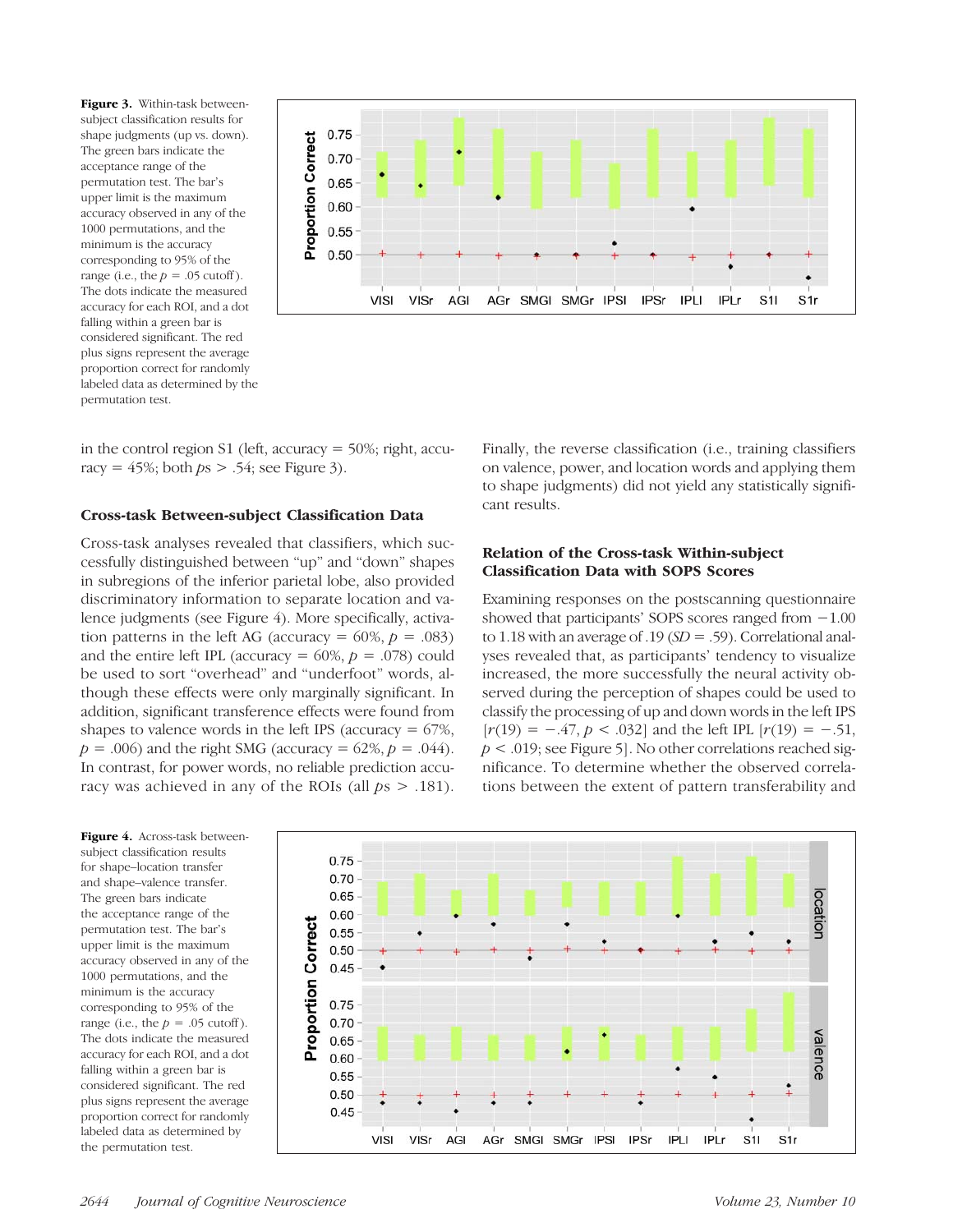**Figure 3.** Within-task between-subject classification results for shape judgments (up vs. down). The green bars indicate the acceptance range of the permutation test. The bar's upper limit is the maximum accuracy observed in any of the 1000 permutations, and the minimum is the accuracy corresponding to 95% of the range (i.e., the $p = .05$ cutoff). The dots indicate the measured accuracy for each ROI, and a dot falling within a green bar is considered significant. The red plus signs represent the average proportion correct for randomly labeled data as determined by the permutation test.

in the control region S1 (left, accuracy = 50%; right, accuracy = 45%; both $ps > .54$; see Figure 3).

### Cross-task Between-subject Classification Data

Cross-task analyses revealed that classifiers, which successfully distinguished between "up" and "down" shapes in subregions of the inferior parietal lobe, also provided discriminatory information to separate location and valence judgments (see Figure 4). More specifically, activation patterns in the left AG (accuracy = 60%, $p = .083$) and the entire left IPL (accuracy = 60%, $p = .078$) could be used to sort "overhead" and "underfoot" words, although these effects were only marginally significant. In addition, significant transference effects were found from shapes to valence words in the left IPS (accuracy = 67%, $p = .006$) and the right SMG (accuracy = 62%, $p = .044$). In contrast, for power words, no reliable prediction accuracy was achieved in any of the ROIs (all $ps > .181$). Finally, the reverse classification (i.e., training classifiers on valence, power, and location words and applying them to shape judgments) did not yield any statistically significant results.

### Relation of the Cross-task Within-subject Classification Data with SOPS Scores

Examining responses on the postscanning questionnaire showed that participants' SOPS scores ranged from −1.00 to 1.18 with an average of .19 ($SD = .59$). Correlational analyses revealed that, as participants' tendency to visualize increased, the more successfully the neural activity observed during the perception of shapes could be used to classify the processing of up and down words in the left IPS [$r(19) = -.47$, $p < .032$] and the left IPL [$r(19) = -.51$, $p < .019$; see Figure 5]. No other correlations reached significance. To determine whether the observed correlations between the extent of pattern transferability and

**Figure 4.** Across-task between-subject classification results for shape–location transfer and shape–valence transfer. The green bars indicate the acceptance range of the permutation test. The bar's upper limit is the maximum accuracy observed in any of the 1000 permutations, and the minimum is the accuracy corresponding to 95% of the range (i.e., the $p = .05$ cutoff). The dots indicate the measured accuracy for each ROI, and a dot falling within a green bar is considered significant. The red plus signs represent the average proportion correct for randomly labeled data as determined by the permutation test.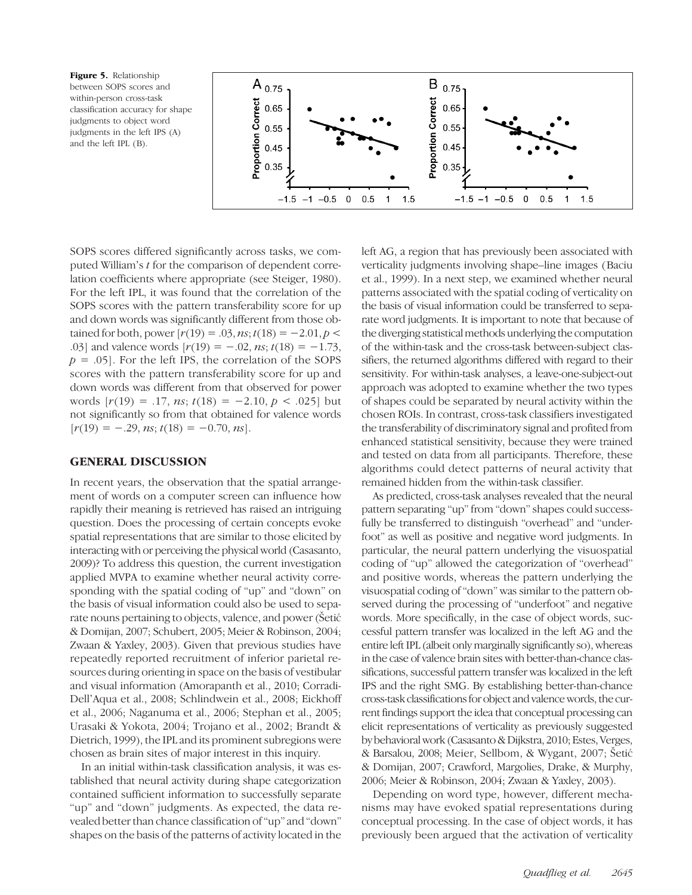Figure 5. Relationship between SOPS scores and within-person cross-task classification accuracy for shape judgments to object word judgments in the left IPS (A) and the left IPL (B).

SOPS scores differed significantly across tasks, we computed William's $t$ for the comparison of dependent correlation coefficients where appropriate (see Steiger, 1980). For the left IPL, it was found that the correlation of the SOPS scores with the pattern transferability score for up and down words was significantly different from those obtained for both, power [$r(19) = .03$, $ns$; $t(18) = -2.01$, $p < .03$] and valence words [$r(19) = -.02$, $ns$; $t(18) = -1.73$, $p = .05$]. For the left IPS, the correlation of the SOPS scores with the pattern transferability score for up and down words was different from that observed for power words [$r(19) = .17$, $ns$; $t(18) = -2.10$, $p < .025$] but not significantly so from that obtained for valence words [$r(19) = -.29$, $ns$; $t(18) = -0.70$, $ns$].

## GENERAL DISCUSSION

In recent years, the observation that the spatial arrangement of words on a computer screen can influence how rapidly their meaning is retrieved has raised an intriguing question. Does the processing of certain concepts evoke spatial representations that are similar to those elicited by interacting with or perceiving the physical world (Casasanto, 2009)? To address this question, the current investigation applied MVPA to examine whether neural activity corresponding with the spatial coding of "up" and "down" on the basis of visual information could also be used to separate nouns pertaining to objects, valence, and power (Šetić & Domijan, 2007; Schubert, 2005; Meier & Robinson, 2004; Zwaan & Yaxley, 2003). Given that previous studies have repeatedly reported recruitment of inferior parietal resources during orienting in space on the basis of vestibular and visual information (Amorapanth et al., 2010; Corradi-Dell'Aqua et al., 2008; Schlindwein et al., 2008; Eickhoff et al., 2006; Naganuma et al., 2006; Stephan et al., 2005; Urasaki & Yokota, 2004; Trojano et al., 2002; Brandt & Dietrich, 1999), the IPL and its prominent subregions were chosen as brain sites of major interest in this inquiry.

In an initial within-task classification analysis, it was established that neural activity during shape categorization contained sufficient information to successfully separate "up" and "down" judgments. As expected, the data revealed better than chance classification of "up" and "down" shapes on the basis of the patterns of activity located in the left AG, a region that has previously been associated with verticality judgments involving shape–line images (Baciu et al., 1999). In a next step, we examined whether neural patterns associated with the spatial coding of verticality on the basis of visual information could be transferred to separate word judgments. It is important to note that because of the diverging statistical methods underlying the computation of the within-task and the cross-task between-subject classifiers, the returned algorithms differed with regard to their sensitivity. For within-task analyses, a leave-one-subject-out approach was adopted to examine whether the two types of shapes could be separated by neural activity within the chosen ROIs. In contrast, cross-task classifiers investigated the transferability of discriminatory signal and profited from enhanced statistical sensitivity, because they were trained and tested on data from all participants. Therefore, these algorithms could detect patterns of neural activity that remained hidden from the within-task classifier.

As predicted, cross-task analyses revealed that the neural pattern separating "up" from "down" shapes could successfully be transferred to distinguish "overhead" and "underfoot" as well as positive and negative word judgments. In particular, the neural pattern underlying the visuospatial coding of "up" allowed the categorization of "overhead" and positive words, whereas the pattern underlying the visuospatial coding of "down" was similar to the pattern observed during the processing of "underfoot" and negative words. More specifically, in the case of object words, successful pattern transfer was localized in the left AG and the entire left IPL (albeit only marginally significantly so), whereas in the case of valence brain sites with better-than-chance classifications, successful pattern transfer was localized in the left IPS and the right SMG. By establishing better-than-chance cross-task classifications for object and valence words, the current findings support the idea that conceptual processing can elicit representations of verticality as previously suggested by behavioral work (Casasanto & Dijkstra, 2010; Estes, Verges, & Barsalou, 2008; Meier, Sellbom, & Wygant, 2007; Šetić & Domijan, 2007; Crawford, Margolies, Drake, & Murphy, 2006; Meier & Robinson, 2004; Zwaan & Yaxley, 2003).

Depending on word type, however, different mechanisms may have evoked spatial representations during conceptual processing. In the case of object words, it has previously been argued that the activation of verticality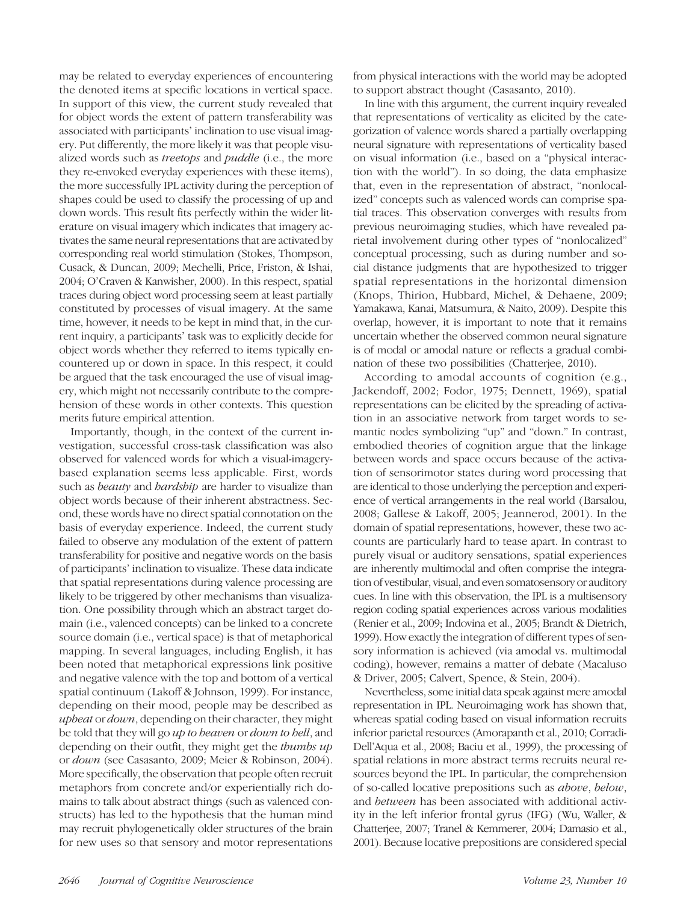may be related to everyday experiences of encountering the denoted items at specific locations in vertical space. In support of this view, the current study revealed that for object words the extent of pattern transferability was associated with participants' inclination to use visual imagery. Put differently, the more likely it was that people visualized words such as *treetops* and *puddle* (i.e., the more they re-envoked everyday experiences with these items), the more successfully IPL activity during the perception of shapes could be used to classify the processing of up and down words. This result fits perfectly within the wider literature on visual imagery which indicates that imagery activates the same neural representations that are activated by corresponding real world stimulation (Stokes, Thompson, Cusack, & Duncan, 2009; Mechelli, Price, Friston, & Ishai, 2004; O'Craven & Kanwisher, 2000). In this respect, spatial traces during object word processing seem at least partially constituted by processes of visual imagery. At the same time, however, it needs to be kept in mind that, in the current inquiry, a participants' task was to explicitly decide for object words whether they referred to items typically encountered up or down in space. In this respect, it could be argued that the task encouraged the use of visual imagery, which might not necessarily contribute to the comprehension of these words in other contexts. This question merits future empirical attention.

Importantly, though, in the context of the current investigation, successful cross-task classification was also observed for valenced words for which a visual-imagery-based explanation seems less applicable. First, words such as *beauty* and *hardship* are harder to visualize than object words because of their inherent abstractness. Second, these words have no direct spatial connotation on the basis of everyday experience. Indeed, the current study failed to observe any modulation of the extent of pattern transferability for positive and negative words on the basis of participants' inclination to visualize. These data indicate that spatial representations during valence processing are likely to be triggered by other mechanisms than visualization. One possibility through which an abstract target domain (i.e., valenced concepts) can be linked to a concrete source domain (i.e., vertical space) is that of metaphorical mapping. In several languages, including English, it has been noted that metaphorical expressions link positive and negative valence with the top and bottom of a vertical spatial continuum (Lakoff & Johnson, 1999). For instance, depending on their mood, people may be described as *upbeat* or *down*, depending on their character, they might be told that they will go *up to heaven* or *down to hell*, and depending on their outfit, they might get the *thumbs up* or *down* (see Casasanto, 2009; Meier & Robinson, 2004). More specifically, the observation that people often recruit metaphors from concrete and/or experientially rich domains to talk about abstract things (such as valenced constructs) has led to the hypothesis that the human mind may recruit phylogenetically older structures of the brain for new uses so that sensory and motor representations from physical interactions with the world may be adopted to support abstract thought (Casasanto, 2010).

In line with this argument, the current inquiry revealed that representations of verticality as elicited by the categorization of valence words shared a partially overlapping neural signature with representations of verticality based on visual information (i.e., based on a "physical interaction with the world"). In so doing, the data emphasize that, even in the representation of abstract, "nonlocalized" concepts such as valenced words can comprise spatial traces. This observation converges with results from previous neuroimaging studies, which have revealed parietal involvement during other types of "nonlocalized" conceptual processing, such as during number and social distance judgments that are hypothesized to trigger spatial representations in the horizontal dimension (Knops, Thirion, Hubbard, Michel, & Dehaene, 2009; Yamakawa, Kanai, Matsumura, & Naito, 2009). Despite this overlap, however, it is important to note that it remains uncertain whether the observed common neural signature is of modal or amodal nature or reflects a gradual combination of these two possibilities (Chatterjee, 2010).

According to amodal accounts of cognition (e.g., Jackendoff, 2002; Fodor, 1975; Dennett, 1969), spatial representations can be elicited by the spreading of activation in an associative network from target words to semantic nodes symbolizing "up" and "down." In contrast, embodied theories of cognition argue that the linkage between words and space occurs because of the activation of sensorimotor states during word processing that are identical to those underlying the perception and experience of vertical arrangements in the real world (Barsalou, 2008; Gallese & Lakoff, 2005; Jeannerod, 2001). In the domain of spatial representations, however, these two accounts are particularly hard to tease apart. In contrast to purely visual or auditory sensations, spatial experiences are inherently multimodal and often comprise the integration of vestibular, visual, and even somatosensory or auditory cues. In line with this observation, the IPL is a multisensory region coding spatial experiences across various modalities (Renier et al., 2009; Indovina et al., 2005; Brandt & Dietrich, 1999). How exactly the integration of different types of sensory information is achieved (via amodal vs. multimodal coding), however, remains a matter of debate (Macaluso & Driver, 2005; Calvert, Spence, & Stein, 2004).

Nevertheless, some initial data speak against mere amodal representation in IPL. Neuroimaging work has shown that, whereas spatial coding based on visual information recruits inferior parietal resources (Amorapanth et al., 2010; Corradi-Dell'Aqua et al., 2008; Baciu et al., 1999), the processing of spatial relations in more abstract terms recruits neural resources beyond the IPL. In particular, the comprehension of so-called locative prepositions such as *above*, *below*, and *between* has been associated with additional activity in the left inferior frontal gyrus (IFG) (Wu, Waller, & Chatterjee, 2007; Tranel & Kemmerer, 2004; Damasio et al., 2001). Because locative prepositions are considered special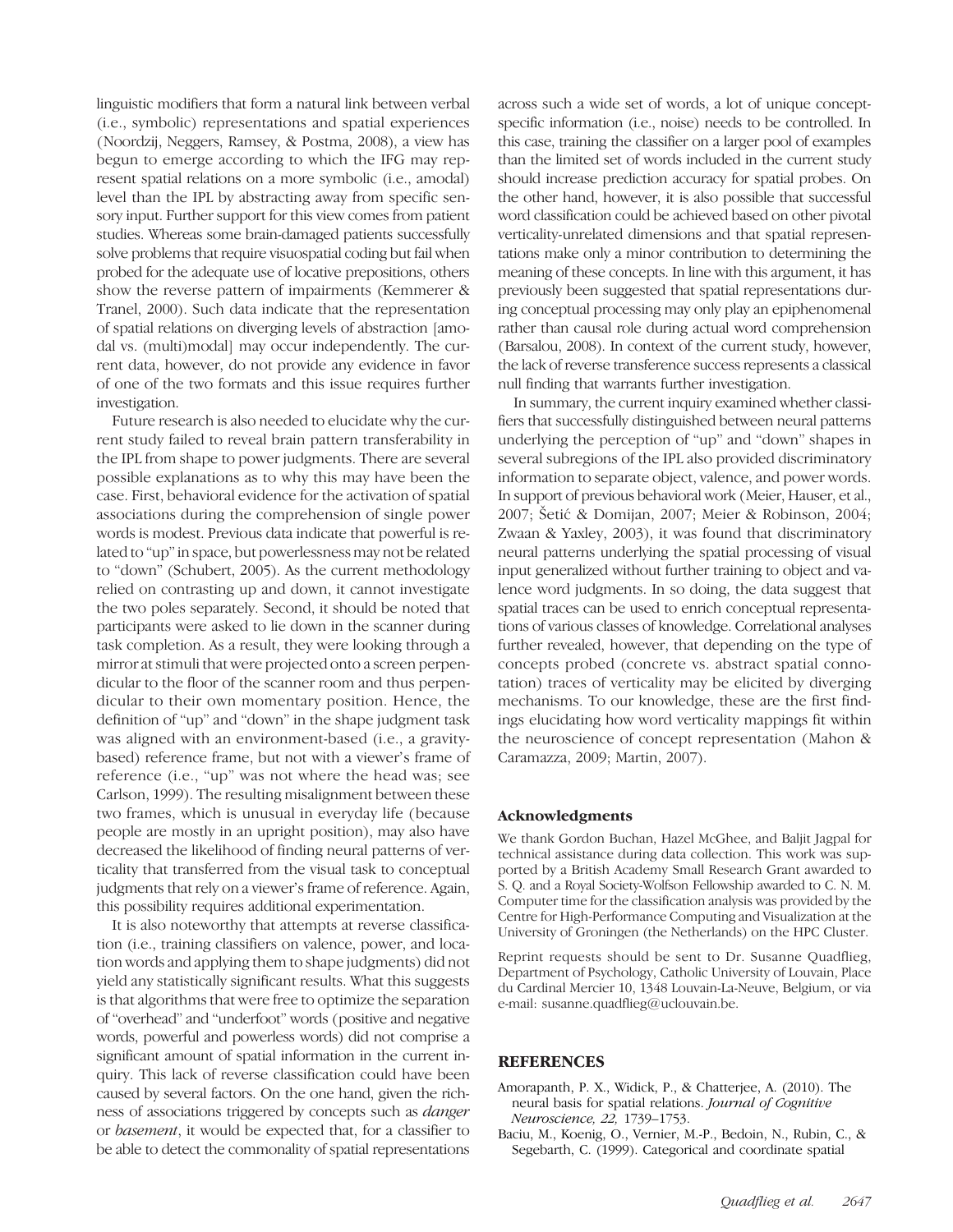linguistic modifiers that form a natural link between verbal (i.e., symbolic) representations and spatial experiences (Noordzij, Neggers, Ramsey, & Postma, 2008), a view has begun to emerge according to which the IFG may represent spatial relations on a more symbolic (i.e., amodal) level than the IPL by abstracting away from specific sensory input. Further support for this view comes from patient studies. Whereas some brain-damaged patients successfully solve problems that require visuospatial coding but fail when probed for the adequate use of locative prepositions, others show the reverse pattern of impairments (Kemmerer & Tranel, 2000). Such data indicate that the representation of spatial relations on diverging levels of abstraction [amodal vs. (multi)modal] may occur independently. The current data, however, do not provide any evidence in favor of one of the two formats and this issue requires further investigation.

Future research is also needed to elucidate why the current study failed to reveal brain pattern transferability in the IPL from shape to power judgments. There are several possible explanations as to why this may have been the case. First, behavioral evidence for the activation of spatial associations during the comprehension of single power words is modest. Previous data indicate that powerful is related to "up" in space, but powerlessness may not be related to "down" (Schubert, 2005). As the current methodology relied on contrasting up and down, it cannot investigate the two poles separately. Second, it should be noted that participants were asked to lie down in the scanner during task completion. As a result, they were looking through a mirror at stimuli that were projected onto a screen perpendicular to the floor of the scanner room and thus perpendicular to their own momentary position. Hence, the definition of "up" and "down" in the shape judgment task was aligned with an environment-based (i.e., a gravity-based) reference frame, but not with a viewer's frame of reference (i.e., "up" was not where the head was; see Carlson, 1999). The resulting misalignment between these two frames, which is unusual in everyday life (because people are mostly in an upright position), may also have decreased the likelihood of finding neural patterns of verticality that transferred from the visual task to conceptual judgments that rely on a viewer's frame of reference. Again, this possibility requires additional experimentation.

It is also noteworthy that attempts at reverse classification (i.e., training classifiers on valence, power, and location words and applying them to shape judgments) did not yield any statistically significant results. What this suggests is that algorithms that were free to optimize the separation of "overhead" and "underfoot" words (positive and negative words, powerful and powerless words) did not comprise a significant amount of spatial information in the current inquiry. This lack of reverse classification could have been caused by several factors. On the one hand, given the richness of associations triggered by concepts such as *danger* or *basement*, it would be expected that, for a classifier to be able to detect the commonality of spatial representations across such a wide set of words, a lot of unique concept-specific information (i.e., noise) needs to be controlled. In this case, training the classifier on a larger pool of examples than the limited set of words included in the current study should increase prediction accuracy for spatial probes. On the other hand, however, it is also possible that successful word classification could be achieved based on other pivotal verticality-unrelated dimensions and that spatial representations make only a minor contribution to determining the meaning of these concepts. In line with this argument, it has previously been suggested that spatial representations during conceptual processing may only play an epiphenomenal rather than causal role during actual word comprehension (Barsalou, 2008). In context of the current study, however, the lack of reverse transference success represents a classical null finding that warrants further investigation.

In summary, the current inquiry examined whether classifiers that successfully distinguished between neural patterns underlying the perception of "up" and "down" shapes in several subregions of the IPL also provided discriminatory information to separate object, valence, and power words. In support of previous behavioral work (Meier, Hauser, et al., 2007; Šetić & Domijan, 2007; Meier & Robinson, 2004; Zwaan & Yaxley, 2003), it was found that discriminatory neural patterns underlying the spatial processing of visual input generalized without further training to object and valence word judgments. In so doing, the data suggest that spatial traces can be used to enrich conceptual representations of various classes of knowledge. Correlational analyses further revealed, however, that depending on the type of concepts probed (concrete vs. abstract spatial connotation) traces of verticality may be elicited by diverging mechanisms. To our knowledge, these are the first findings elucidating how word verticality mappings fit within the neuroscience of concept representation (Mahon & Caramazza, 2009; Martin, 2007).

### Acknowledgments

We thank Gordon Buchan, Hazel McGhee, and Baljit Jagpal for technical assistance during data collection. This work was supported by a British Academy Small Research Grant awarded to S. Q. and a Royal Society-Wolfson Fellowship awarded to C. N. M. Computer time for the classification analysis was provided by the Centre for High-Performance Computing and Visualization at the University of Groningen (the Netherlands) on the HPC Cluster.

Reprint requests should be sent to Dr. Susanne Quadflieg, Department of Psychology, Catholic University of Louvain, Place du Cardinal Mercier 10, 1348 Louvain-La-Neuve, Belgium, or via e-mail: susanne.quadflieg@uclouvain.be.

## REFERENCES

Amorapanth, P. X., Widick, P., & Chatterjee, A. (2010). The neural basis for spatial relations. *Journal of Cognitive Neuroscience, 22,* 1739–1753.

Baciu, M., Koenig, O., Vernier, M.-P., Bedoin, N., Rubin, C., & Segebarth, C. (1999). Categorical and coordinate spatial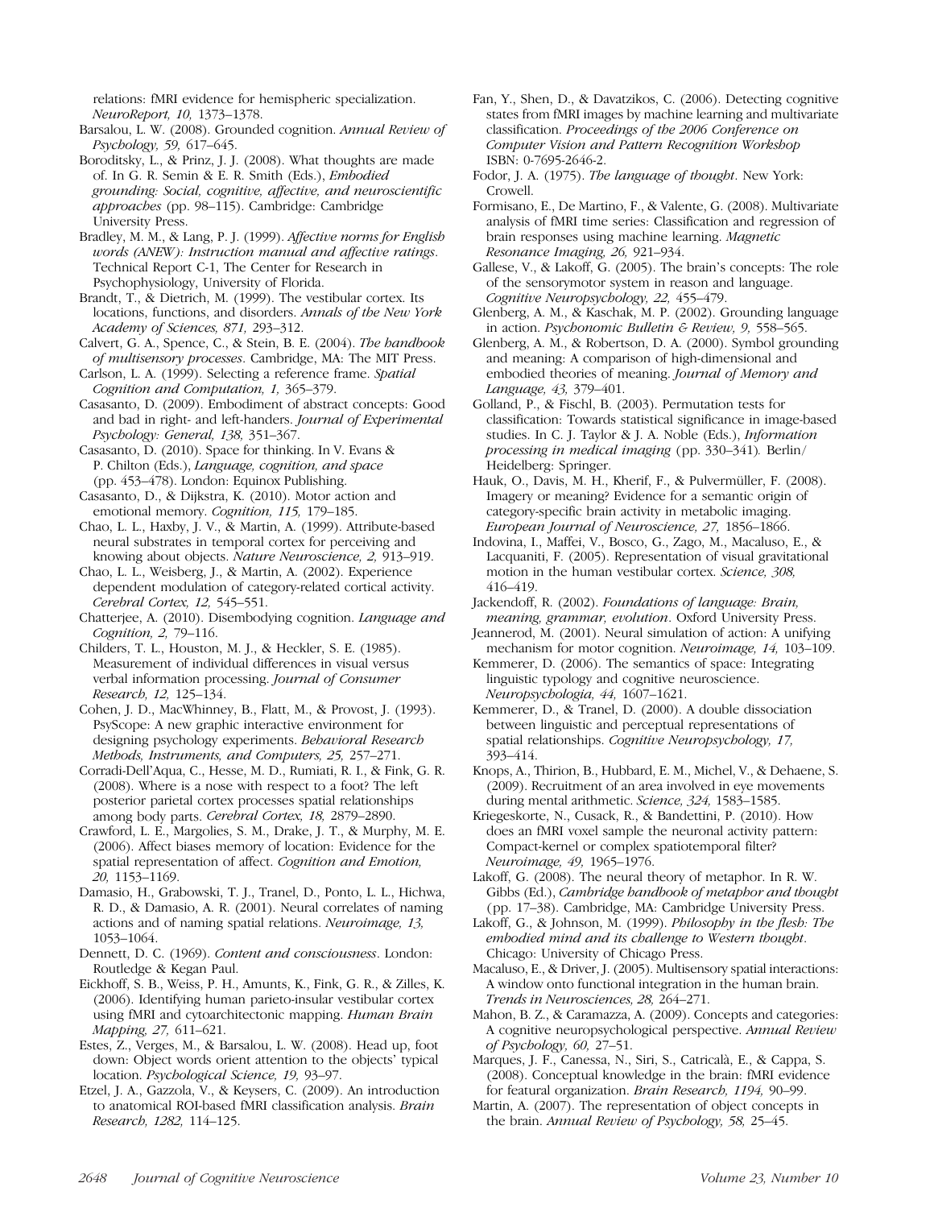relations: fMRI evidence for hemispheric specialization. *NeuroReport, 10,* 1373–1378.

Barsalou, L. W. (2008). Grounded cognition. *Annual Review of Psychology, 59,* 617–645.

Boroditsky, L., & Prinz, J. J. (2008). What thoughts are made of. In G. R. Semin & E. R. Smith (Eds.), *Embodied grounding: Social, cognitive, affective, and neuroscientific approaches* (pp. 98–115). Cambridge: Cambridge University Press.

Bradley, M. M., & Lang, P. J. (1999). *Affective norms for English words (ANEW): Instruction manual and affective ratings*. Technical Report C-1, The Center for Research in Psychophysiology, University of Florida.

Brandt, T., & Dietrich, M. (1999). The vestibular cortex. Its locations, functions, and disorders. *Annals of the New York Academy of Sciences, 871,* 293–312.

Calvert, G. A., Spence, C., & Stein, B. E. (2004). *The handbook of multisensory processes*. Cambridge, MA: The MIT Press.

Carlson, L. A. (1999). Selecting a reference frame. *Spatial Cognition and Computation, 1,* 365–379.

Casasanto, D. (2009). Embodiment of abstract concepts: Good and bad in right- and left-handers. *Journal of Experimental Psychology: General, 138,* 351–367.

Casasanto, D. (2010). Space for thinking. In V. Evans & P. Chilton (Eds.), *Language, cognition, and space* (pp. 453–478). London: Equinox Publishing.

Casasanto, D., & Dijkstra, K. (2010). Motor action and emotional memory. *Cognition, 115,* 179–185.

Chao, L. L., Haxby, J. V., & Martin, A. (1999). Attribute-based neural substrates in temporal cortex for perceiving and knowing about objects. *Nature Neuroscience, 2,* 913–919.

Chao, L. L., Weisberg, J., & Martin, A. (2002). Experience dependent modulation of category-related cortical activity. *Cerebral Cortex, 12,* 545–551.

Chatterjee, A. (2010). Disembodying cognition. *Language and Cognition, 2,* 79–116.

Childers, T. L., Houston, M. J., & Heckler, S. E. (1985). Measurement of individual differences in visual versus verbal information processing. *Journal of Consumer Research, 12,* 125–134.

Cohen, J. D., MacWhinney, B., Flatt, M., & Provost, J. (1993). PsyScope: A new graphic interactive environment for designing psychology experiments. *Behavioral Research Methods, Instruments, and Computers, 25,* 257–271.

Corradi-Dell'Aqua, C., Hesse, M. D., Rumiati, R. I., & Fink, G. R. (2008). Where is a nose with respect to a foot? The left posterior parietal cortex processes spatial relationships among body parts. *Cerebral Cortex, 18,* 2879–2890.

Crawford, L. E., Margolies, S. M., Drake, J. T., & Murphy, M. E. (2006). Affect biases memory of location: Evidence for the spatial representation of affect. *Cognition and Emotion, 20,* 1153–1169.

Damasio, H., Grabowski, T. J., Tranel, D., Ponto, L. L., Hichwa, R. D., & Damasio, A. R. (2001). Neural correlates of naming actions and of naming spatial relations. *Neuroimage, 13,* 1053–1064.

Dennett, D. C. (1969). *Content and consciousness*. London: Routledge & Kegan Paul.

Eickhoff, S. B., Weiss, P. H., Amunts, K., Fink, G. R., & Zilles, K. (2006). Identifying human parieto-insular vestibular cortex using fMRI and cytoarchitectonic mapping. *Human Brain Mapping, 27,* 611–621.

Estes, Z., Verges, M., & Barsalou, L. W. (2008). Head up, foot down: Object words orient attention to the objects' typical location. *Psychological Science, 19,* 93–97.

Etzel, J. A., Gazzola, V., & Keysers, C. (2009). An introduction to anatomical ROI-based fMRI classification analysis. *Brain Research, 1282,* 114–125.

Fan, Y., Shen, D., & Davatzikos, C. (2006). Detecting cognitive states from fMRI images by machine learning and multivariate classification. *Proceedings of the 2006 Conference on Computer Vision and Pattern Recognition Workshop* ISBN: 0-7695-2646-2.

Fodor, J. A. (1975). *The language of thought*. New York: Crowell.

Formisano, E., De Martino, F., & Valente, G. (2008). Multivariate analysis of fMRI time series: Classification and regression of brain responses using machine learning. *Magnetic Resonance Imaging, 26,* 921–934.

Gallese, V., & Lakoff, G. (2005). The brain's concepts: The role of the sensorymotor system in reason and language. *Cognitive Neuropsychology, 22,* 455–479.

Glenberg, A. M., & Kaschak, M. P. (2002). Grounding language in action. *Psychonomic Bulletin & Review, 9,* 558–565.

Glenberg, A. M., & Robertson, D. A. (2000). Symbol grounding and meaning: A comparison of high-dimensional and embodied theories of meaning. *Journal of Memory and Language, 43,* 379–401.

Golland, P., & Fischl, B. (2003). Permutation tests for classification: Towards statistical significance in image-based studies. In C. J. Taylor & J. A. Noble (Eds.), *Information processing in medical imaging* (pp. 330–341)*.* Berlin/Heidelberg: Springer.

Hauk, O., Davis, M. H., Kherif, F., & Pulvermüller, F. (2008). Imagery or meaning? Evidence for a semantic origin of category-specific brain activity in metabolic imaging. *European Journal of Neuroscience, 27,* 1856–1866.

Indovina, I., Maffei, V., Bosco, G., Zago, M., Macaluso, E., & Lacquaniti, F. (2005). Representation of visual gravitational motion in the human vestibular cortex. *Science, 308,* 416–419.

Jackendoff, R. (2002). *Foundations of language: Brain, meaning, grammar, evolution*. Oxford University Press.

Jeannerod, M. (2001). Neural simulation of action: A unifying mechanism for motor cognition. *Neuroimage, 14,* 103–109.

Kemmerer, D. (2006). The semantics of space: Integrating linguistic typology and cognitive neuroscience. *Neuropsychologia, 44,* 1607–1621.

Kemmerer, D., & Tranel, D. (2000). A double dissociation between linguistic and perceptual representations of spatial relationships. *Cognitive Neuropsychology, 17,* 393–414.

Knops, A., Thirion, B., Hubbard, E. M., Michel, V., & Dehaene, S. (2009). Recruitment of an area involved in eye movements during mental arithmetic. *Science, 324,* 1583–1585.

Kriegeskorte, N., Cusack, R., & Bandettini, P. (2010). How does an fMRI voxel sample the neuronal activity pattern: Compact-kernel or complex spatiotemporal filter? *Neuroimage, 49,* 1965–1976.

Lakoff, G. (2008). The neural theory of metaphor. In R. W. Gibbs (Ed.), *Cambridge handbook of metaphor and thought* (pp. 17–38). Cambridge, MA: Cambridge University Press.

Lakoff, G., & Johnson, M. (1999). *Philosophy in the flesh: The embodied mind and its challenge to Western thought*. Chicago: University of Chicago Press.

Macaluso, E., & Driver, J. (2005). Multisensory spatial interactions: A window onto functional integration in the human brain. *Trends in Neurosciences, 28,* 264–271.

Mahon, B. Z., & Caramazza, A. (2009). Concepts and categories: A cognitive neuropsychological perspective. *Annual Review of Psychology, 60,* 27–51.

Marques, J. F., Canessa, N., Siri, S., Catricalà, E., & Cappa, S. (2008). Conceptual knowledge in the brain: fMRI evidence for featural organization. *Brain Research, 1194,* 90–99.

Martin, A. (2007). The representation of object concepts in the brain. *Annual Review of Psychology, 58,* 25–45.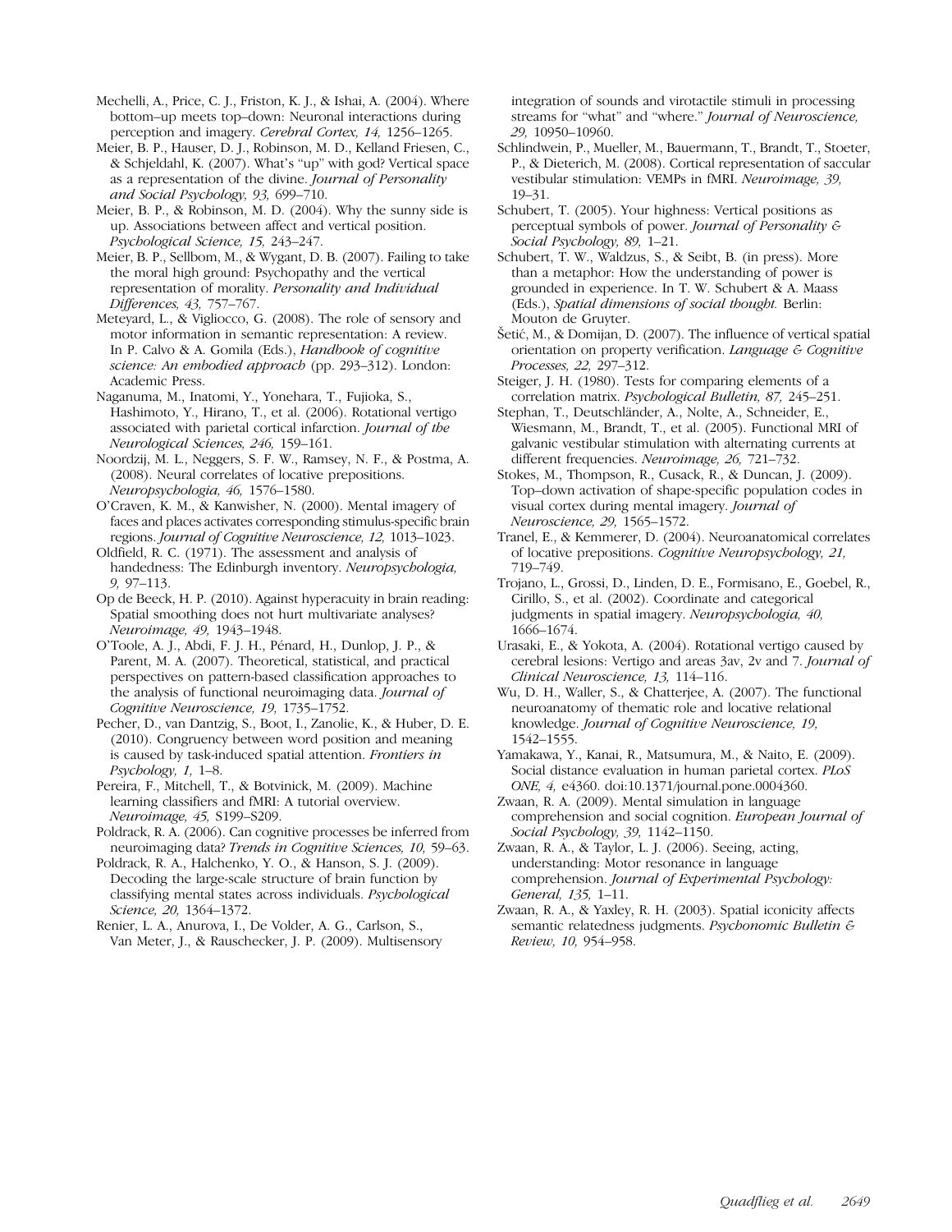Mechelli, A., Price, C. J., Friston, K. J., & Ishai, A. (2004). Where bottom–up meets top–down: Neuronal interactions during perception and imagery. *Cerebral Cortex, 14,* 1256–1265.

Meier, B. P., Hauser, D. J., Robinson, M. D., Kelland Friesen, C., & Schjeldahl, K. (2007). What's "up" with god? Vertical space as a representation of the divine. *Journal of Personality and Social Psychology, 93,* 699–710.

Meier, B. P., & Robinson, M. D. (2004). Why the sunny side is up. Associations between affect and vertical position. *Psychological Science, 15,* 243–247.

Meier, B. P., Sellbom, M., & Wygant, D. B. (2007). Failing to take the moral high ground: Psychopathy and the vertical representation of morality. *Personality and Individual Differences, 43,* 757–767.

Meteyard, L., & Vigliocco, G. (2008). The role of sensory and motor information in semantic representation: A review. In P. Calvo & A. Gomila (Eds.), *Handbook of cognitive science: An embodied approach* (pp. 293–312). London: Academic Press.

Naganuma, M., Inatomi, Y., Yonehara, T., Fujioka, S., Hashimoto, Y., Hirano, T., et al. (2006). Rotational vertigo associated with parietal cortical infarction. *Journal of the Neurological Sciences, 246,* 159–161.

Noordzij, M. L., Neggers, S. F. W., Ramsey, N. F., & Postma, A. (2008). Neural correlates of locative prepositions. *Neuropsychologia, 46,* 1576–1580.

O'Craven, K. M., & Kanwisher, N. (2000). Mental imagery of faces and places activates corresponding stimulus-specific brain regions. *Journal of Cognitive Neuroscience, 12,* 1013–1023.

Oldfield, R. C. (1971). The assessment and analysis of handedness: The Edinburgh inventory. *Neuropsychologia, 9,* 97–113.

Op de Beeck, H. P. (2010). Against hyperacuity in brain reading: Spatial smoothing does not hurt multivariate analyses? *Neuroimage, 49,* 1943–1948.

O'Toole, A. J., Abdi, F. J. H., Pénard, H., Dunlop, J. P., & Parent, M. A. (2007). Theoretical, statistical, and practical perspectives on pattern-based classification approaches to the analysis of functional neuroimaging data. *Journal of Cognitive Neuroscience, 19,* 1735–1752.

Pecher, D., van Dantzig, S., Boot, I., Zanolie, K., & Huber, D. E. (2010). Congruency between word position and meaning is caused by task-induced spatial attention. *Frontiers in Psychology, 1,* 1–8.

Pereira, F., Mitchell, T., & Botvinick, M. (2009). Machine learning classifiers and fMRI: A tutorial overview. *Neuroimage, 45,* S199–S209.

Poldrack, R. A. (2006). Can cognitive processes be inferred from neuroimaging data? *Trends in Cognitive Sciences, 10,* 59–63.

Poldrack, R. A., Halchenko, Y. O., & Hanson, S. J. (2009). Decoding the large-scale structure of brain function by classifying mental states across individuals. *Psychological Science, 20,* 1364–1372.

Renier, L. A., Anurova, I., De Volder, A. G., Carlson, S., Van Meter, J., & Rauschecker, J. P. (2009). Multisensory integration of sounds and virotactile stimuli in processing streams for "what" and "where." *Journal of Neuroscience, 29,* 10950–10960.

Schlindwein, P., Mueller, M., Bauermann, T., Brandt, T., Stoeter, P., & Dieterich, M. (2008). Cortical representation of saccular vestibular stimulation: VEMPs in fMRI. *Neuroimage, 39,* 19–31.

Schubert, T. (2005). Your highness: Vertical positions as perceptual symbols of power. *Journal of Personality & Social Psychology, 89,* 1–21.

Schubert, T. W., Waldzus, S., & Seibt, B. (in press). More than a metaphor: How the understanding of power is grounded in experience. In T. W. Schubert & A. Maass (Eds.), *Spatial dimensions of social thought.* Berlin: Mouton de Gruyter.

Šetić, M., & Domijan, D. (2007). The influence of vertical spatial orientation on property verification. *Language & Cognitive Processes, 22,* 297–312.

Steiger, J. H. (1980). Tests for comparing elements of a correlation matrix. *Psychological Bulletin, 87,* 245–251.

Stephan, T., Deutschländer, A., Nolte, A., Schneider, E., Wiesmann, M., Brandt, T., et al. (2005). Functional MRI of galvanic vestibular stimulation with alternating currents at different frequencies. *Neuroimage, 26,* 721–732.

Stokes, M., Thompson, R., Cusack, R., & Duncan, J. (2009). Top–down activation of shape-specific population codes in visual cortex during mental imagery. *Journal of Neuroscience, 29,* 1565–1572.

Tranel, E., & Kemmerer, D. (2004). Neuroanatomical correlates of locative prepositions. *Cognitive Neuropsychology, 21,* 719–749.

Trojano, L., Grossi, D., Linden, D. E., Formisano, E., Goebel, R., Cirillo, S., et al. (2002). Coordinate and categorical judgments in spatial imagery. *Neuropsychologia, 40,* 1666–1674.

Urasaki, E., & Yokota, A. (2004). Rotational vertigo caused by cerebral lesions: Vertigo and areas 3av, 2v and 7. *Journal of Clinical Neuroscience, 13,* 114–116.

Wu, D. H., Waller, S., & Chatterjee, A. (2007). The functional neuroanatomy of thematic role and locative relational knowledge. *Journal of Cognitive Neuroscience, 19,* 1542–1555.

Yamakawa, Y., Kanai, R., Matsumura, M., & Naito, E. (2009). Social distance evaluation in human parietal cortex. *PLoS ONE, 4,* e4360. doi:10.1371/journal.pone.0004360.

Zwaan, R. A. (2009). Mental simulation in language comprehension and social cognition. *European Journal of Social Psychology, 39,* 1142–1150.

Zwaan, R. A., & Taylor, L. J. (2006). Seeing, acting, understanding: Motor resonance in language comprehension. *Journal of Experimental Psychology: General, 135,* 1–11.

Zwaan, R. A., & Yaxley, R. H. (2003). Spatial iconicity affects semantic relatedness judgments. *Psychonomic Bulletin & Review, 10,* 954–958.